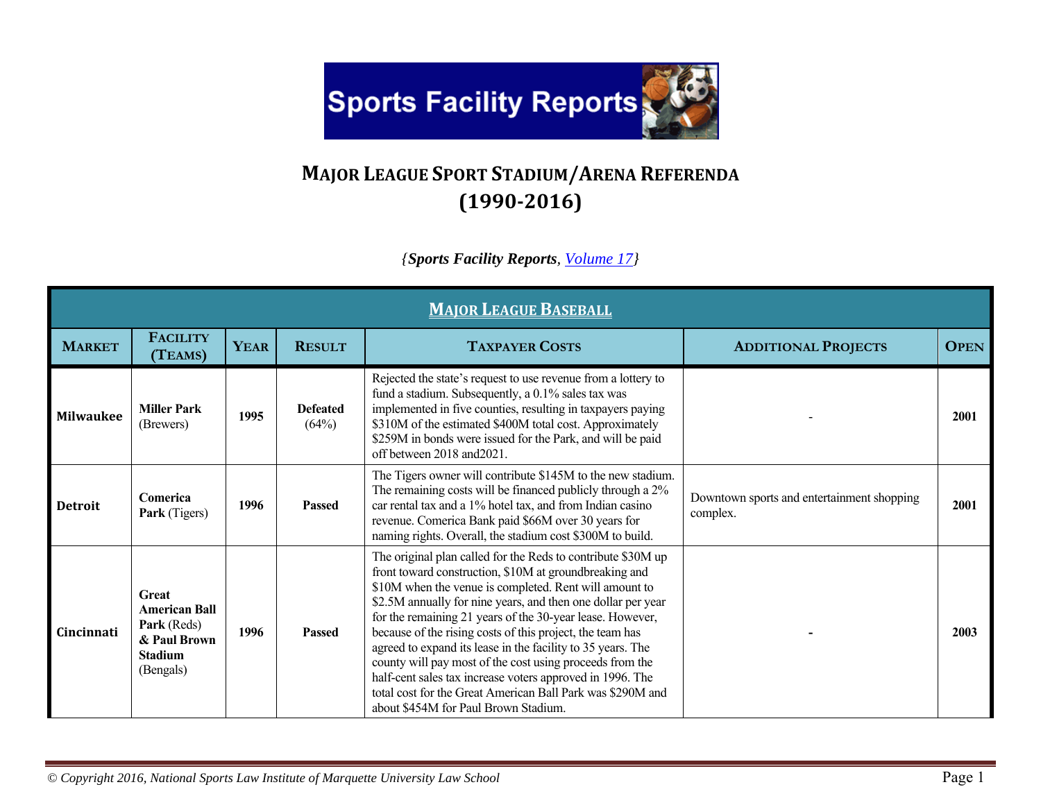# Sports Facility Reports

## MAJOR LEAGUE SPORT STADIUM/ARENA REFERENDA (1990-2016)

*{**Sports Facility Reports**, Volume 17}*

| MAJOR LEAGUE BASEBALL | | | | | | |
|---|---|---|---|---|---|---|
| **MARKET** | **FACILITY (TEAMS)** | **YEAR** | **RESULT** | **TAXPAYER COSTS** | **ADDITIONAL PROJECTS** | **OPEN** |
| **Milwaukee** | **Miller Park** (Brewers) | **1995** | **Defeated** (64%) | Rejected the state's request to use revenue from a lottery to fund a stadium. Subsequently, a 0.1% sales tax was implemented in five counties, resulting in taxpayers paying $310M of the estimated $400M total cost. Approximately $259M in bonds were issued for the Park, and will be paid off between 2018 and2021. | - | **2001** |
| **Detroit** | **Comerica Park** (Tigers) | **1996** | **Passed** | The Tigers owner will contribute $145M to the new stadium. The remaining costs will be financed publicly through a 2% car rental tax and a 1% hotel tax, and from Indian casino revenue. Comerica Bank paid $66M over 30 years for naming rights. Overall, the stadium cost $300M to build. | Downtown sports and entertainment shopping complex. | **2001** |
| **Cincinnati** | **Great American Ball Park** (Reds) **& Paul Brown Stadium** (Bengals) | **1996** | **Passed** | The original plan called for the Reds to contribute $30M up front toward construction, $10M at groundbreaking and $10M when the venue is completed. Rent will amount to $2.5M annually for nine years, and then one dollar per year for the remaining 21 years of the 30-year lease. However, because of the rising costs of this project, the team has agreed to expand its lease in the facility to 35 years. The county will pay most of the cost using proceeds from the half-cent sales tax increase voters approved in 1996. The total cost for the Great American Ball Park was $290M and about $454M for Paul Brown Stadium. | - | **2003** |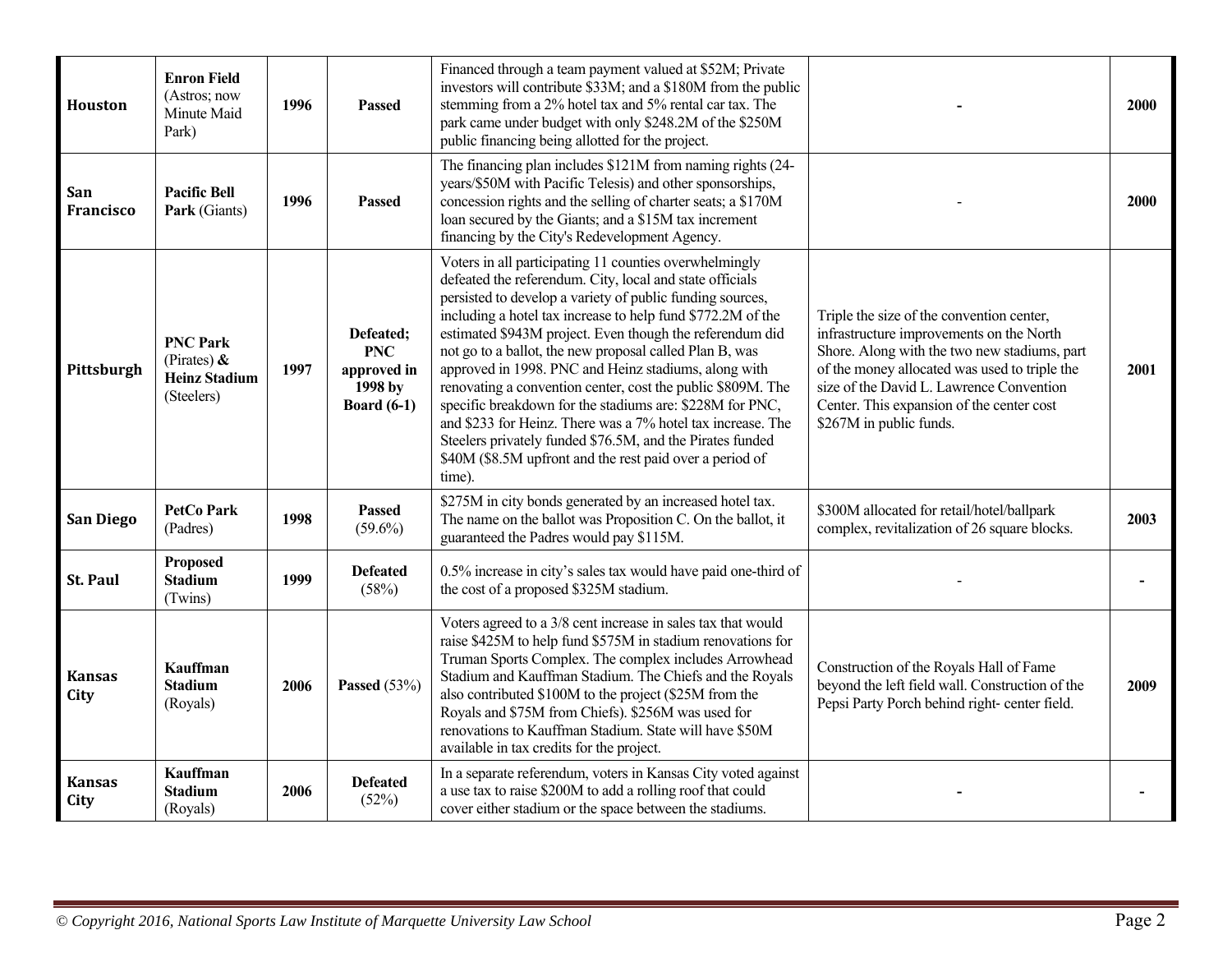| | | | | | | |
|---|---|---|---|---|---|---|
| **Houston** | **Enron Field** (Astros; now Minute Maid Park) | **1996** | **Passed** | Financed through a team payment valued at $52M; Private investors will contribute $33M; and a $180M from the public stemming from a 2% hotel tax and 5% rental car tax. The park came under budget with only $248.2M of the $250M public financing being allotted for the project. | **-** | **2000** |
| **San Francisco** | **Pacific Bell Park** (Giants) | **1996** | **Passed** | The financing plan includes $121M from naming rights (24-years/$50M with Pacific Telesis) and other sponsorships, concession rights and the selling of charter seats; a $170M loan secured by the Giants; and a $15M tax increment financing by the City's Redevelopment Agency. | - | **2000** |
| **Pittsburgh** | **PNC Park** (Pirates) **& Heinz Stadium** (Steelers) | **1997** | **Defeated; PNC approved in 1998 by Board (6-1)** | Voters in all participating 11 counties overwhelmingly defeated the referendum. City, local and state officials persisted to develop a variety of public funding sources, including a hotel tax increase to help fund $772.2M of the estimated $943M project. Even though the referendum did not go to a ballot, the new proposal called Plan B, was approved in 1998. PNC and Heinz stadiums, along with renovating a convention center, cost the public $809M. The specific breakdown for the stadiums are: $228M for PNC, and $233 for Heinz. There was a 7% hotel tax increase. The Steelers privately funded $76.5M, and the Pirates funded $40M ($8.5M upfront and the rest paid over a period of time). | Triple the size of the convention center, infrastructure improvements on the North Shore. Along with the two new stadiums, part of the money allocated was used to triple the size of the David L. Lawrence Convention Center. This expansion of the center cost $267M in public funds. | **2001** |
| **San Diego** | **PetCo Park** (Padres) | **1998** | **Passed** (59.6%) | $275M in city bonds generated by an increased hotel tax. The name on the ballot was Proposition C. On the ballot, it guaranteed the Padres would pay $115M. | $300M allocated for retail/hotel/ballpark complex, revitalization of 26 square blocks. | **2003** |
| **St. Paul** | **Proposed Stadium** (Twins) | **1999** | **Defeated** (58%) | 0.5% increase in city's sales tax would have paid one-third of the cost of a proposed $325M stadium. | - | **-** |
| **Kansas City** | **Kauffman Stadium** (Royals) | **2006** | **Passed** (53%) | Voters agreed to a 3/8 cent increase in sales tax that would raise $425M to help fund $575M in stadium renovations for Truman Sports Complex. The complex includes Arrowhead Stadium and Kauffman Stadium. The Chiefs and the Royals also contributed $100M to the project ($25M from the Royals and $75M from Chiefs). $256M was used for renovations to Kauffman Stadium. State will have $50M available in tax credits for the project. | Construction of the Royals Hall of Fame beyond the left field wall. Construction of the Pepsi Party Porch behind right- center field. | **2009** |
| **Kansas City** | **Kauffman Stadium** (Royals) | **2006** | **Defeated** (52%) | In a separate referendum, voters in Kansas City voted against a use tax to raise $200M to add a rolling roof that could cover either stadium or the space between the stadiums. | **-** | **-** |

*© Copyright 2016, National Sports Law Institute of Marquette University Law School*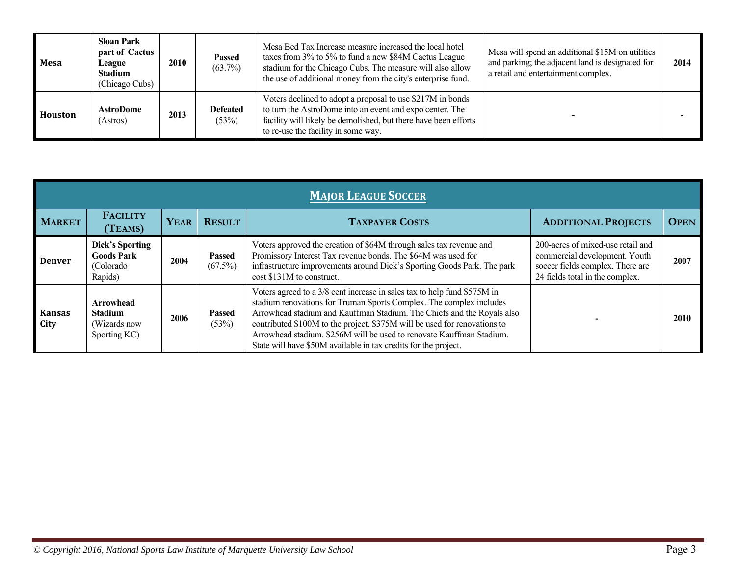| Mesa | **Sloan Park part of Cactus League Stadium** (Chicago Cubs) | 2010 | **Passed** (63.7%) | Mesa Bed Tax Increase measure increased the local hotel taxes from 3% to 5% to fund a new $84M Cactus League stadium for the Chicago Cubs. The measure will also allow the use of additional money from the city's enterprise fund. | Mesa will spend an additional $15M on utilities and parking; the adjacent land is designated for a retail and entertainment complex. | 2014 |
|---|---|---|---|---|---|---|
| **Houston** | **AstroDome** (Astros) | 2013 | **Defeated** (53%) | Voters declined to adopt a proposal to use $217M in bonds to turn the AstroDome into an event and expo center. The facility will likely be demolished, but there have been efforts to re-use the facility in some way. | - | - |

## Major League Soccer

| Market | Facility (Teams) | Year | Result | Taxpayer Costs | Additional Projects | Open |
|---|---|---|---|---|---|---|
| **Denver** | **Dick's Sporting Goods Park** (Colorado Rapids) | 2004 | **Passed** (67.5%) | Voters approved the creation of $64M through sales tax revenue and Promissory Interest Tax revenue bonds. The $64M was used for infrastructure improvements around Dick's Sporting Goods Park. The park cost $131M to construct. | 200-acres of mixed-use retail and commercial development. Youth soccer fields complex. There are 24 fields total in the complex. | 2007 |
| **Kansas City** | **Arrowhead Stadium** (Wizards now Sporting KC) | 2006 | **Passed** (53%) | Voters agreed to a 3/8 cent increase in sales tax to help fund $575M in stadium renovations for Truman Sports Complex. The complex includes Arrowhead stadium and Kauffman Stadium. The Chiefs and the Royals also contributed $100M to the project. $375M will be used for renovations to Arrowhead stadium. $256M will be used to renovate Kauffman Stadium. State will have $50M available in tax credits for the project. | - | 2010 |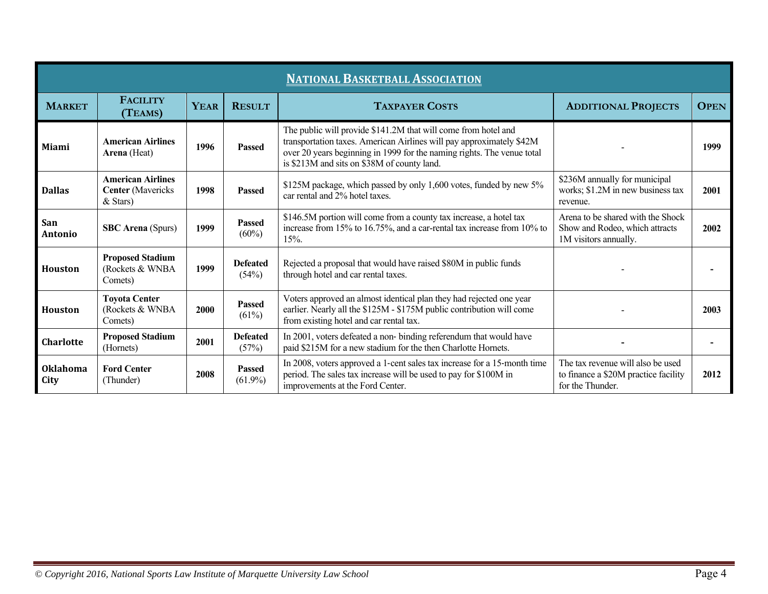| NATIONAL BASKETBALL ASSOCIATION | | | | | | |
|---|---|---|---|---|---|---|
| **MARKET** | **FACILITY (TEAMS)** | **YEAR** | **RESULT** | **TAXPAYER COSTS** | **ADDITIONAL PROJECTS** | **OPEN** |
| **Miami** | **American Airlines Arena** (Heat) | **1996** | **Passed** | The public will provide $141.2M that will come from hotel and transportation taxes. American Airlines will pay approximately $42M over 20 years beginning in 1999 for the naming rights. The venue total is $213M and sits on $38M of county land. | - | **1999** |
| **Dallas** | **American Airlines Center** (Mavericks & Stars) | **1998** | **Passed** | $125M package, which passed by only 1,600 votes, funded by new 5% car rental and 2% hotel taxes. | $236M annually for municipal works; $1.2M in new business tax revenue. | **2001** |
| **San Antonio** | **SBC Arena** (Spurs) | **1999** | **Passed** (60%) | $146.5M portion will come from a county tax increase, a hotel tax increase from 15% to 16.75%, and a car-rental tax increase from 10% to 15%. | Arena to be shared with the Shock Show and Rodeo, which attracts 1M visitors annually. | **2002** |
| **Houston** | **Proposed Stadium** (Rockets & WNBA Comets) | **1999** | **Defeated** (54%) | Rejected a proposal that would have raised $80M in public funds through hotel and car rental taxes. | - | **-** |
| **Houston** | **Toyota Center** (Rockets & WNBA Comets) | **2000** | **Passed** (61%) | Voters approved an almost identical plan they had rejected one year earlier. Nearly all the $125M - $175M public contribution will come from existing hotel and car rental tax. | - | **2003** |
| **Charlotte** | **Proposed Stadium** (Hornets) | **2001** | **Defeated** (57%) | In 2001, voters defeated a non- binding referendum that would have paid $215M for a new stadium for the then Charlotte Hornets. | **-** | **-** |
| **Oklahoma City** | **Ford Center** (Thunder) | **2008** | **Passed** (61.9%) | In 2008, voters approved a 1-cent sales tax increase for a 15-month time period. The sales tax increase will be used to pay for $100M in improvements at the Ford Center. | The tax revenue will also be used to finance a $20M practice facility for the Thunder. | **2012** |

*© Copyright 2016, National Sports Law Institute of Marquette University Law School*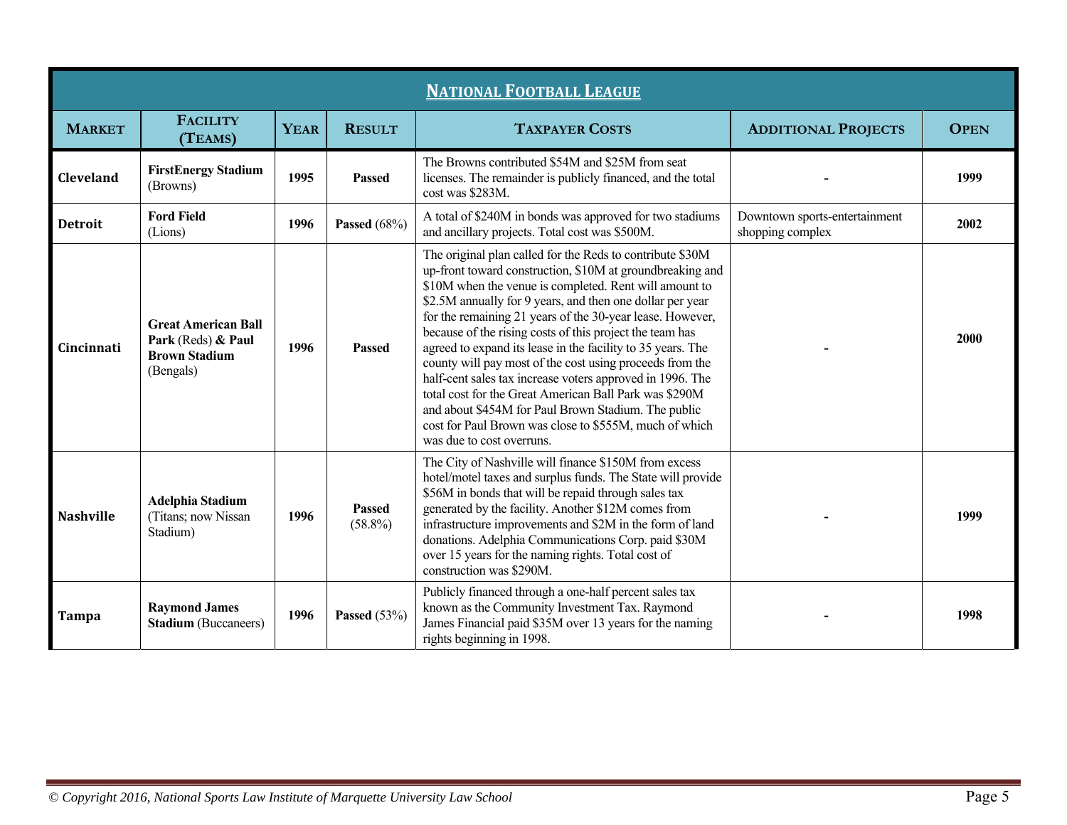| NATIONAL FOOTBALL LEAGUE | | | | | | |
|---|---|---|---|---|---|---|
| **MARKET** | **FACILITY (TEAMS)** | **YEAR** | **RESULT** | **TAXPAYER COSTS** | **ADDITIONAL PROJECTS** | **OPEN** |
| **Cleveland** | **FirstEnergy Stadium** (Browns) | **1995** | **Passed** | The Browns contributed $54M and $25M from seat licenses. The remainder is publicly financed, and the total cost was $283M. | - | **1999** |
| **Detroit** | **Ford Field** (Lions) | **1996** | **Passed** (68%) | A total of $240M in bonds was approved for two stadiums and ancillary projects. Total cost was $500M. | Downtown sports-entertainment shopping complex | **2002** |
| **Cincinnati** | **Great American Ball Park** (Reds) **& Paul Brown Stadium** (Bengals) | **1996** | **Passed** | The original plan called for the Reds to contribute $30M up-front toward construction, $10M at groundbreaking and $10M when the venue is completed. Rent will amount to $2.5M annually for 9 years, and then one dollar per year for the remaining 21 years of the 30-year lease. However, because of the rising costs of this project the team has agreed to expand its lease in the facility to 35 years. The county will pay most of the cost using proceeds from the half-cent sales tax increase voters approved in 1996. The total cost for the Great American Ball Park was $290M and about $454M for Paul Brown Stadium. The public cost for Paul Brown was close to $555M, much of which was due to cost overruns. | - | **2000** |
| **Nashville** | **Adelphia Stadium** (Titans; now Nissan Stadium) | **1996** | **Passed** (58.8%) | The City of Nashville will finance $150M from excess hotel/motel taxes and surplus funds. The State will provide $56M in bonds that will be repaid through sales tax generated by the facility. Another $12M comes from infrastructure improvements and $2M in the form of land donations. Adelphia Communications Corp. paid $30M over 15 years for the naming rights. Total cost of construction was $290M. | - | **1999** |
| **Tampa** | **Raymond James Stadium** (Buccaneers) | **1996** | **Passed** (53%) | Publicly financed through a one-half percent sales tax known as the Community Investment Tax. Raymond James Financial paid $35M over 13 years for the naming rights beginning in 1998. | - | **1998** |

*© Copyright 2016, National Sports Law Institute of Marquette University Law School*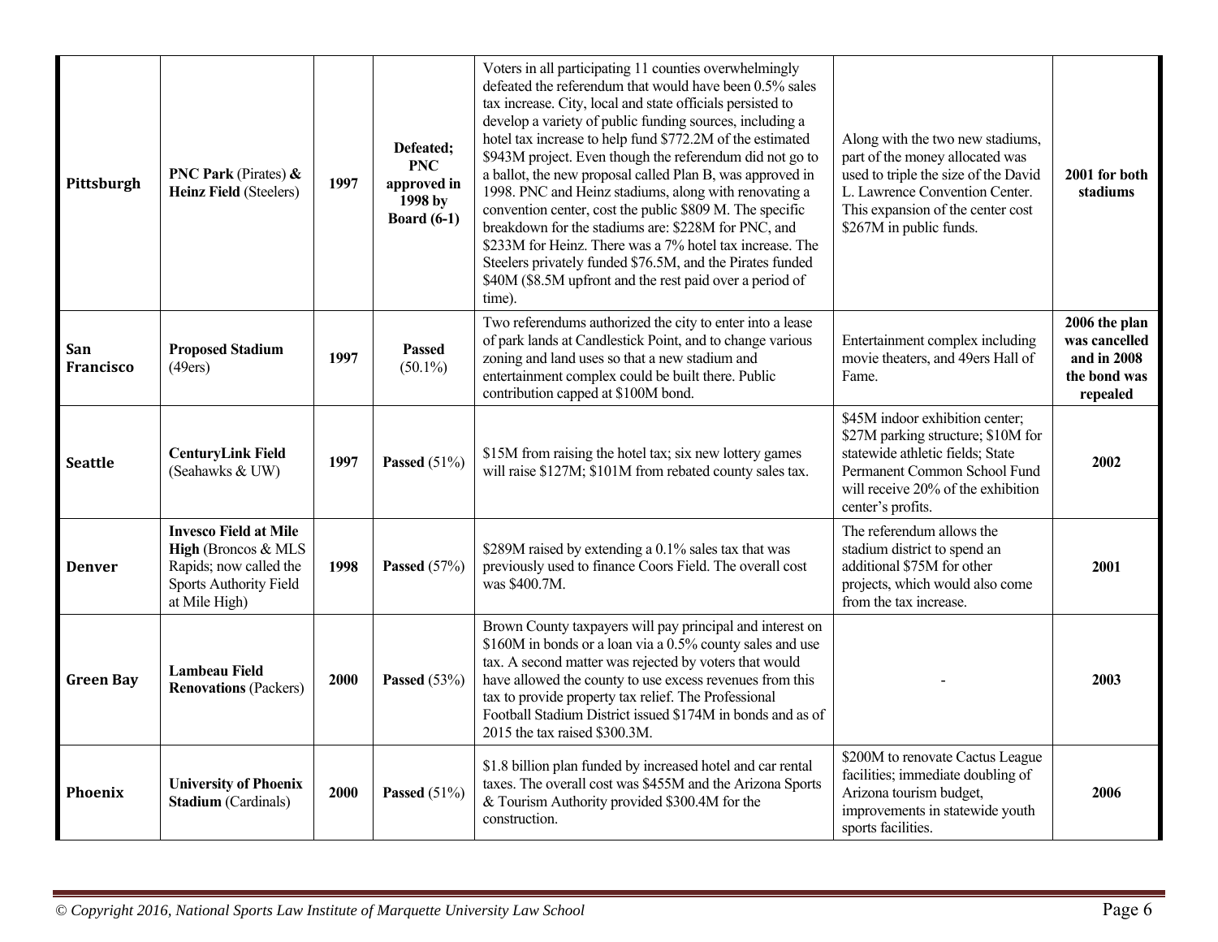| | | | | | | |
|---|---|---|---|---|---|---|
| **Pittsburgh** | **PNC Park** (Pirates) **& Heinz Field** (Steelers) | **1997** | **Defeated; PNC approved in 1998 by Board (6-1)** | Voters in all participating 11 counties overwhelmingly defeated the referendum that would have been 0.5% sales tax increase. City, local and state officials persisted to develop a variety of public funding sources, including a hotel tax increase to help fund $772.2M of the estimated $943M project. Even though the referendum did not go to a ballot, the new proposal called Plan B, was approved in 1998. PNC and Heinz stadiums, along with renovating a convention center, cost the public $809 M. The specific breakdown for the stadiums are: $228M for PNC, and $233M for Heinz. There was a 7% hotel tax increase. The Steelers privately funded $76.5M, and the Pirates funded $40M ($8.5M upfront and the rest paid over a period of time). | Along with the two new stadiums, part of the money allocated was used to triple the size of the David L. Lawrence Convention Center. This expansion of the center cost $267M in public funds. | **2001 for both stadiums** |
| **San Francisco** | **Proposed Stadium** (49ers) | **1997** | **Passed** (50.1%) | Two referendums authorized the city to enter into a lease of park lands at Candlestick Point, and to change various zoning and land uses so that a new stadium and entertainment complex could be built there. Public contribution capped at $100M bond. | Entertainment complex including movie theaters, and 49ers Hall of Fame. | **2006 the plan was cancelled and in 2008 the bond was repealed** |
| **Seattle** | **CenturyLink Field** (Seahawks & UW) | **1997** | **Passed** (51%) | $15M from raising the hotel tax; six new lottery games will raise $127M; $101M from rebated county sales tax. | $45M indoor exhibition center; $27M parking structure; $10M for statewide athletic fields; State Permanent Common School Fund will receive 20% of the exhibition center's profits. | **2002** |
| **Denver** | **Invesco Field at Mile High** (Broncos & MLS Rapids; now called the Sports Authority Field at Mile High) | **1998** | **Passed** (57%) | $289M raised by extending a 0.1% sales tax that was previously used to finance Coors Field. The overall cost was $400.7M. | The referendum allows the stadium district to spend an additional $75M for other projects, which would also come from the tax increase. | **2001** |
| **Green Bay** | **Lambeau Field Renovations** (Packers) | **2000** | **Passed** (53%) | Brown County taxpayers will pay principal and interest on $160M in bonds or a loan via a 0.5% county sales and use tax. A second matter was rejected by voters that would have allowed the county to use excess revenues from this tax to provide property tax relief. The Professional Football Stadium District issued $174M in bonds and as of 2015 the tax raised $300.3M. | - | **2003** |
| **Phoenix** | **University of Phoenix Stadium** (Cardinals) | **2000** | **Passed** (51%) | $1.8 billion plan funded by increased hotel and car rental taxes. The overall cost was $455M and the Arizona Sports & Tourism Authority provided $300.4M for the construction. | $200M to renovate Cactus League facilities; immediate doubling of Arizona tourism budget, improvements in statewide youth sports facilities. | **2006** |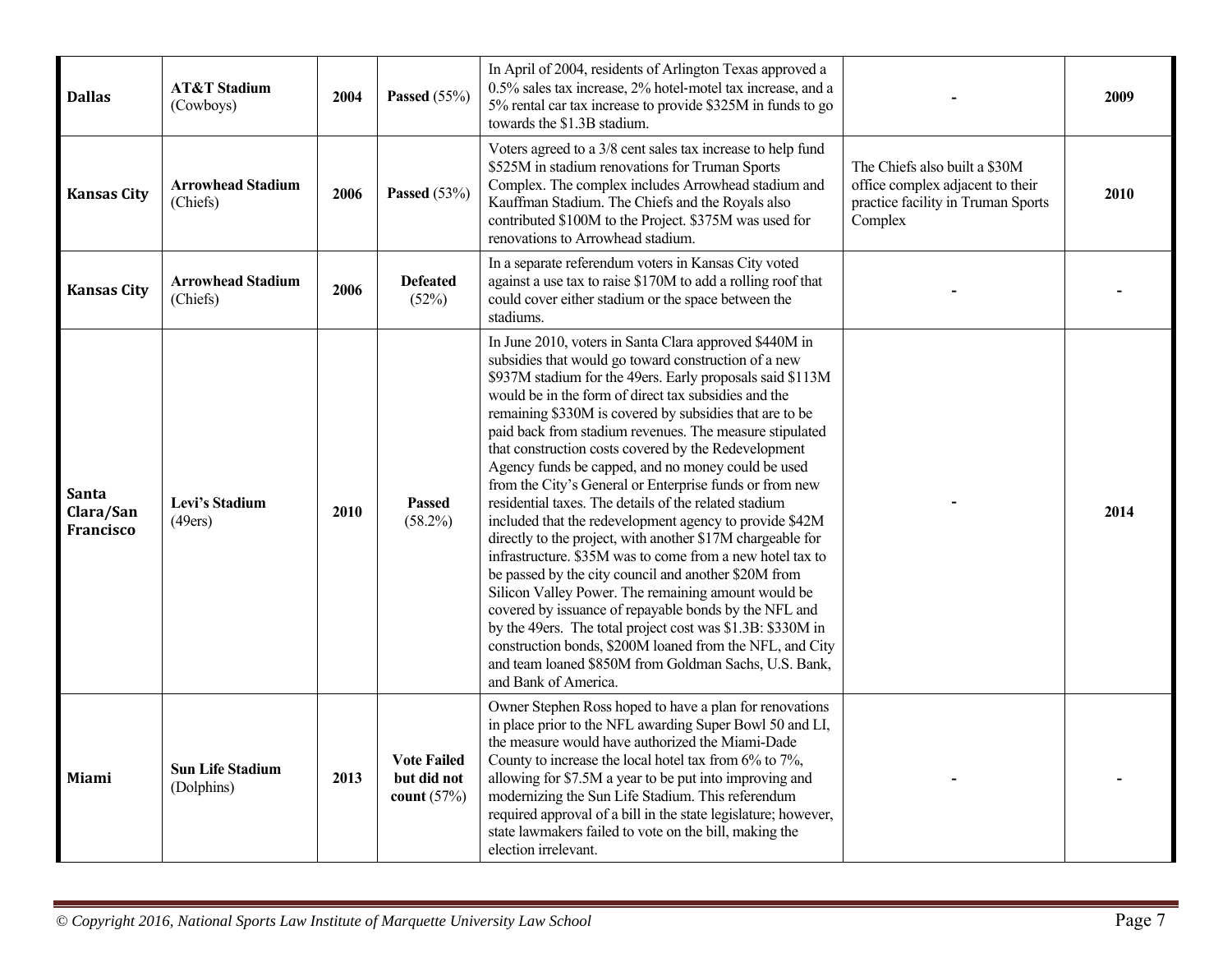| | | | | | | |
|---|---|---|---|---|---|---|
| **Dallas** | **AT&T Stadium** (Cowboys) | **2004** | **Passed** (55%) | In April of 2004, residents of Arlington Texas approved a 0.5% sales tax increase, 2% hotel-motel tax increase, and a 5% rental car tax increase to provide $325M in funds to go towards the $1.3B stadium. | - | **2009** |
| **Kansas City** | **Arrowhead Stadium** (Chiefs) | **2006** | **Passed** (53%) | Voters agreed to a 3/8 cent sales tax increase to help fund $525M in stadium renovations for Truman Sports Complex. The complex includes Arrowhead stadium and Kauffman Stadium. The Chiefs and the Royals also contributed $100M to the Project. $375M was used for renovations to Arrowhead stadium. | The Chiefs also built a $30M office complex adjacent to their practice facility in Truman Sports Complex | **2010** |
| **Kansas City** | **Arrowhead Stadium** (Chiefs) | **2006** | **Defeated** (52%) | In a separate referendum voters in Kansas City voted against a use tax to raise $170M to add a rolling roof that could cover either stadium or the space between the stadiums. | - | - |
| **Santa Clara/San Francisco** | **Levi's Stadium** (49ers) | **2010** | **Passed** (58.2%) | In June 2010, voters in Santa Clara approved $440M in subsidies that would go toward construction of a new $937M stadium for the 49ers. Early proposals said $113M would be in the form of direct tax subsidies and the remaining $330M is covered by subsidies that are to be paid back from stadium revenues. The measure stipulated that construction costs covered by the Redevelopment Agency funds be capped, and no money could be used from the City's General or Enterprise funds or from new residential taxes. The details of the related stadium included that the redevelopment agency to provide $42M directly to the project, with another $17M chargeable for infrastructure. $35M was to come from a new hotel tax to be passed by the city council and another $20M from Silicon Valley Power. The remaining amount would be covered by issuance of repayable bonds by the NFL and by the 49ers. The total project cost was $1.3B: $330M in construction bonds, $200M loaned from the NFL, and City and team loaned $850M from Goldman Sachs, U.S. Bank, and Bank of America. | - | **2014** |
| **Miami** | **Sun Life Stadium** (Dolphins) | **2013** | **Vote Failed but did not count** (57%) | Owner Stephen Ross hoped to have a plan for renovations in place prior to the NFL awarding Super Bowl 50 and LI, the measure would have authorized the Miami-Dade County to increase the local hotel tax from 6% to 7%, allowing for $7.5M a year to be put into improving and modernizing the Sun Life Stadium. This referendum required approval of a bill in the state legislature; however, state lawmakers failed to vote on the bill, making the election irrelevant. | - | - |

*© Copyright 2016, National Sports Law Institute of Marquette University Law School*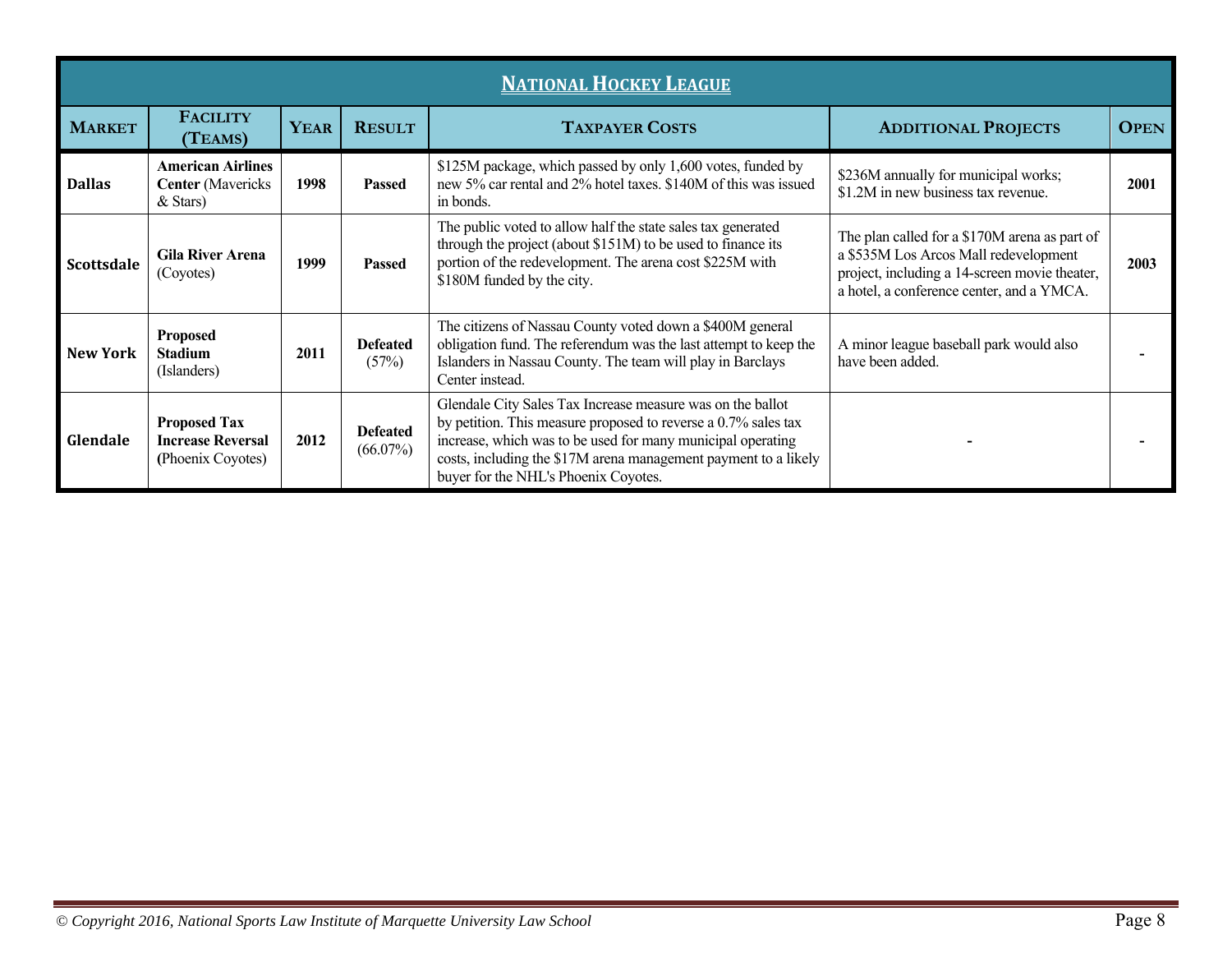| **NATIONAL HOCKEY LEAGUE** | | | | | | |
|---|---|---|---|---|---|---|
| **MARKET** | **FACILITY (TEAMS)** | **YEAR** | **RESULT** | **TAXPAYER COSTS** | **ADDITIONAL PROJECTS** | **OPEN** |
| **Dallas** | **American Airlines Center** (Mavericks & Stars) | **1998** | **Passed** | $125M package, which passed by only 1,600 votes, funded by new 5% car rental and 2% hotel taxes. $140M of this was issued in bonds. | $236M annually for municipal works; $1.2M in new business tax revenue. | **2001** |
| **Scottsdale** | **Gila River Arena** (Coyotes) | **1999** | **Passed** | The public voted to allow half the state sales tax generated through the project (about $151M) to be used to finance its portion of the redevelopment. The arena cost $225M with $180M funded by the city. | The plan called for a $170M arena as part of a $535M Los Arcos Mall redevelopment project, including a 14-screen movie theater, a hotel, a conference center, and a YMCA. | **2003** |
| **New York** | **Proposed Stadium** (Islanders) | **2011** | **Defeated** (57%) | The citizens of Nassau County voted down a $400M general obligation fund. The referendum was the last attempt to keep the Islanders in Nassau County. The team will play in Barclays Center instead. | A minor league baseball park would also have been added. | - |
| **Glendale** | **Proposed Tax Increase Reversal** (Phoenix Coyotes) | **2012** | **Defeated** (66.07%) | Glendale City Sales Tax Increase measure was on the ballot by petition. This measure proposed to reverse a 0.7% sales tax increase, which was to be used for many municipal operating costs, including the $17M arena management payment to a likely buyer for the NHL's Phoenix Coyotes. | - | - |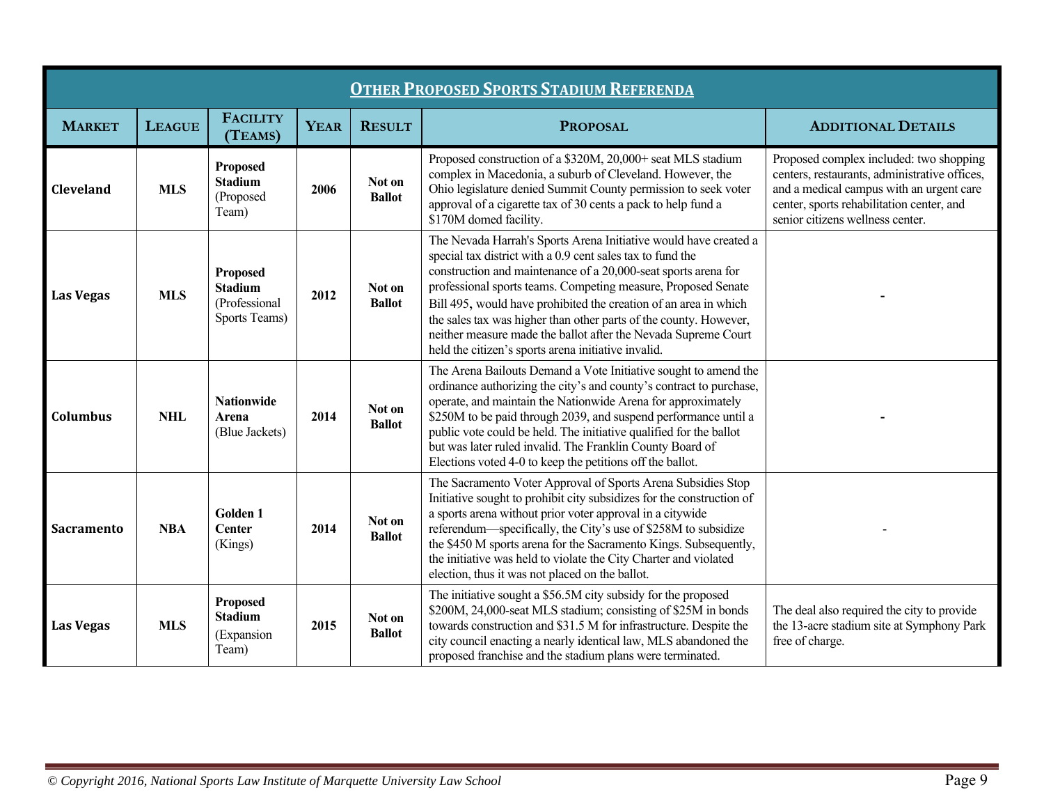| Other Proposed Sports Stadium Referenda | | | | | | |
|---|---|---|---|---|---|---|
| **Market** | **League** | **Facility (Teams)** | **Year** | **Result** | **Proposal** | **Additional Details** |
| **Cleveland** | **MLS** | **Proposed Stadium** (Proposed Team) | **2006** | **Not on Ballot** | Proposed construction of a $320M, 20,000+ seat MLS stadium complex in Macedonia, a suburb of Cleveland. However, the Ohio legislature denied Summit County permission to seek voter approval of a cigarette tax of 30 cents a pack to help fund a $170M domed facility. | Proposed complex included: two shopping centers, restaurants, administrative offices, and a medical campus with an urgent care center, sports rehabilitation center, and senior citizens wellness center. |
| **Las Vegas** | **MLS** | **Proposed Stadium** (Professional Sports Teams) | **2012** | **Not on Ballot** | The Nevada Harrah's Sports Arena Initiative would have created a special tax district with a 0.9 cent sales tax to fund the construction and maintenance of a 20,000-seat sports arena for professional sports teams. Competing measure, Proposed Senate Bill 495, would have prohibited the creation of an area in which the sales tax was higher than other parts of the county. However, neither measure made the ballot after the Nevada Supreme Court held the citizen's sports arena initiative invalid. | - |
| **Columbus** | **NHL** | **Nationwide Arena** (Blue Jackets) | **2014** | **Not on Ballot** | The Arena Bailouts Demand a Vote Initiative sought to amend the ordinance authorizing the city's and county's contract to purchase, operate, and maintain the Nationwide Arena for approximately $250M to be paid through 2039, and suspend performance until a public vote could be held. The initiative qualified for the ballot but was later ruled invalid. The Franklin County Board of Elections voted 4-0 to keep the petitions off the ballot. | - |
| **Sacramento** | **NBA** | **Golden 1 Center** (Kings) | **2014** | **Not on Ballot** | The Sacramento Voter Approval of Sports Arena Subsidies Stop Initiative sought to prohibit city subsidizes for the construction of a sports arena without prior voter approval in a citywide referendum—specifically, the City's use of $258M to subsidize the $450 M sports arena for the Sacramento Kings. Subsequently, the initiative was held to violate the City Charter and violated election, thus it was not placed on the ballot. | - |
| **Las Vegas** | **MLS** | **Proposed Stadium** (Expansion Team) | **2015** | **Not on Ballot** | The initiative sought a $56.5M city subsidy for the proposed $200M, 24,000-seat MLS stadium; consisting of $25M in bonds towards construction and $31.5 M for infrastructure. Despite the city council enacting a nearly identical law, MLS abandoned the proposed franchise and the stadium plans were terminated. | The deal also required the city to provide the 13-acre stadium site at Symphony Park free of charge. |

*© Copyright 2016, National Sports Law Institute of Marquette University Law School*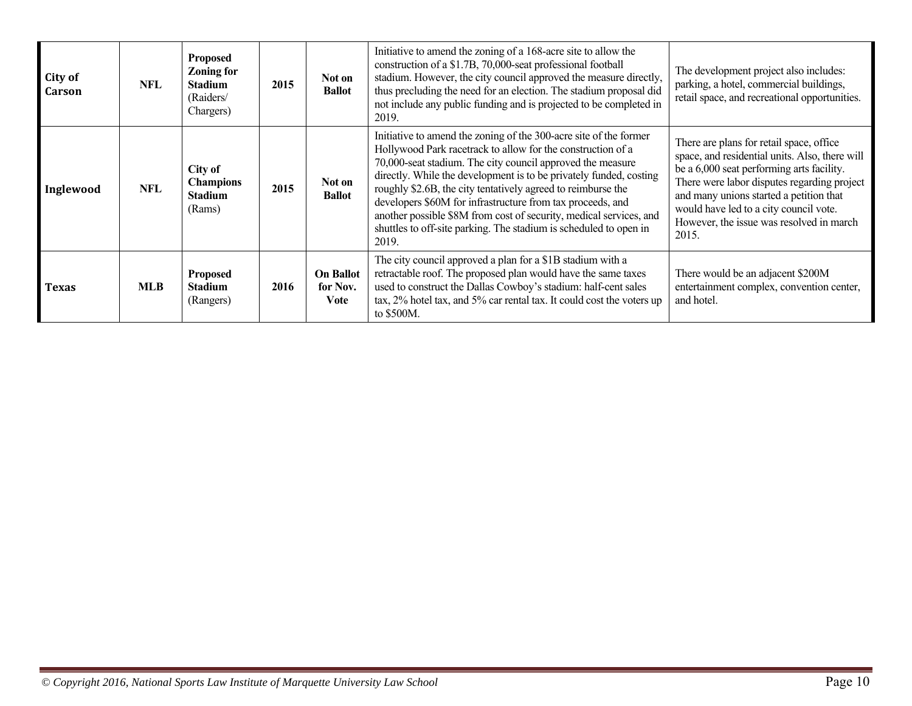| City of Carson | NFL | **Proposed Zoning for Stadium** (Raiders/ Chargers) | 2015 | Not on Ballot | Initiative to amend the zoning of a 168-acre site to allow the construction of a $1.7B, 70,000-seat professional football stadium. However, the city council approved the measure directly, thus precluding the need for an election. The stadium proposal did not include any public funding and is projected to be completed in 2019. | The development project also includes: parking, a hotel, commercial buildings, retail space, and recreational opportunities. |
|---|---|---|---|---|---|---|
| **Inglewood** | **NFL** | **City of Champions Stadium** (Rams) | **2015** | **Not on Ballot** | Initiative to amend the zoning of the 300-acre site of the former Hollywood Park racetrack to allow for the construction of a 70,000-seat stadium. The city council approved the measure directly. While the development is to be privately funded, costing roughly $2.6B, the city tentatively agreed to reimburse the developers $60M for infrastructure from tax proceeds, and another possible $8M from cost of security, medical services, and shuttles to off-site parking. The stadium is scheduled to open in 2019. | There are plans for retail space, office space, and residential units. Also, there will be a 6,000 seat performing arts facility. There were labor disputes regarding project and many unions started a petition that would have led to a city council vote. However, the issue was resolved in march 2015. |
| **Texas** | **MLB** | **Proposed Stadium** (Rangers) | **2016** | **On Ballot for Nov. Vote** | The city council approved a plan for a $1B stadium with a retractable roof. The proposed plan would have the same taxes used to construct the Dallas Cowboy's stadium: half-cent sales tax, 2% hotel tax, and 5% car rental tax. It could cost the voters up to $500M. | There would be an adjacent $200M entertainment complex, convention center, and hotel. |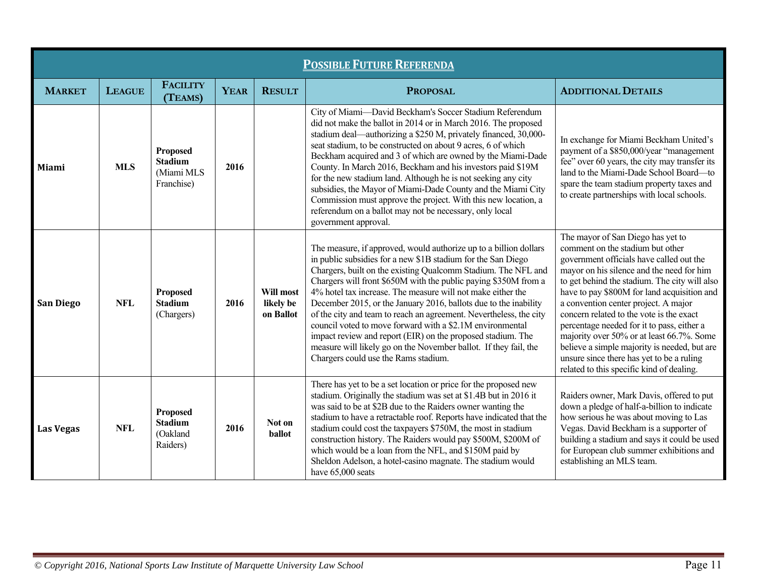| **Possible Future Referenda** | | | | | | |
|---|---|---|---|---|---|---|
| **Market** | **League** | **Facility (Teams)** | **Year** | **Result** | **Proposal** | **Additional Details** |
| **Miami** | **MLS** | **Proposed Stadium** (Miami MLS Franchise) | **2016** | | City of Miami—David Beckham's Soccer Stadium Referendum did not make the ballot in 2014 or in March 2016. The proposed stadium deal—authorizing a $250 M, privately financed, 30,000-seat stadium, to be constructed on about 9 acres, 6 of which Beckham acquired and 3 of which are owned by the Miami-Dade County. In March 2016, Beckham and his investors paid $19M for the new stadium land. Although he is not seeking any city subsidies, the Mayor of Miami-Dade County and the Miami City Commission must approve the project. With this new location, a referendum on a ballot may not be necessary, only local government approval. | In exchange for Miami Beckham United's payment of a $850,000/year "management fee" over 60 years, the city may transfer its land to the Miami-Dade School Board—to spare the team stadium property taxes and to create partnerships with local schools. |
| **San Diego** | **NFL** | **Proposed Stadium** (Chargers) | **2016** | **Will most likely be on Ballot** | The measure, if approved, would authorize up to a billion dollars in public subsidies for a new $1B stadium for the San Diego Chargers, built on the existing Qualcomm Stadium. The NFL and Chargers will front $650M with the public paying $350M from a 4% hotel tax increase. The measure will not make either the December 2015, or the January 2016, ballots due to the inability of the city and team to reach an agreement. Nevertheless, the city council voted to move forward with a $2.1M environmental impact review and report (EIR) on the proposed stadium. The measure will likely go on the November ballot. If they fail, the Chargers could use the Rams stadium. | The mayor of San Diego has yet to comment on the stadium but other government officials have called out the mayor on his silence and the need for him to get behind the stadium. The city will also have to pay $800M for land acquisition and a convention center project. A major concern related to the vote is the exact percentage needed for it to pass, either a majority over 50% or at least 66.7%. Some believe a simple majority is needed, but are unsure since there has yet to be a ruling related to this specific kind of dealing. |
| **Las Vegas** | **NFL** | **Proposed Stadium** (Oakland Raiders) | **2016** | **Not on ballot** | There has yet to be a set location or price for the proposed new stadium. Originally the stadium was set at $1.4B but in 2016 it was said to be at $2B due to the Raiders owner wanting the stadium to have a retractable roof. Reports have indicated that the stadium could cost the taxpayers $750M, the most in stadium construction history. The Raiders would pay $500M, $200M of which would be a loan from the NFL, and $150M paid by Sheldon Adelson, a hotel-casino magnate. The stadium would have 65,000 seats | Raiders owner, Mark Davis, offered to put down a pledge of half-a-billion to indicate how serious he was about moving to Las Vegas. David Beckham is a supporter of building a stadium and says it could be used for European club summer exhibitions and establishing an MLS team. |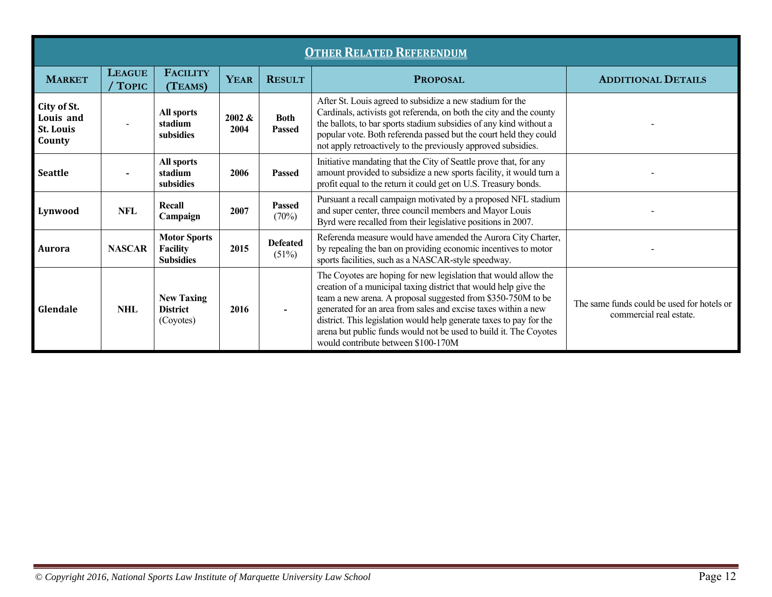## Other Related Referendum

| Market | League / Topic | Facility (Teams) | Year | Result | Proposal | Additional Details |
|---|---|---|---|---|---|---|
| **City of St. Louis and St. Louis County** | - | **All sports stadium subsidies** | **2002 & 2004** | **Both Passed** | After St. Louis agreed to subsidize a new stadium for the Cardinals, activists got referenda, on both the city and the county the ballots, to bar sports stadium subsidies of any kind without a popular vote. Both referenda passed but the court held they could not apply retroactively to the previously approved subsidies. | - |
| **Seattle** | **-** | **All sports stadium subsidies** | **2006** | **Passed** | Initiative mandating that the City of Seattle prove that, for any amount provided to subsidize a new sports facility, it would turn a profit equal to the return it could get on U.S. Treasury bonds. | - |
| **Lynwood** | **NFL** | **Recall Campaign** | **2007** | **Passed** (70%) | Pursuant a recall campaign motivated by a proposed NFL stadium and super center, three council members and Mayor Louis Byrd were recalled from their legislative positions in 2007. | - |
| **Aurora** | **NASCAR** | **Motor Sports Facility Subsidies** | **2015** | **Defeated** (51%) | Referenda measure would have amended the Aurora City Charter, by repealing the ban on providing economic incentives to motor sports facilities, such as a NASCAR-style speedway. | - |
| **Glendale** | **NHL** | **New Taxing District** (Coyotes) | **2016** | **-** | The Coyotes are hoping for new legislation that would allow the creation of a municipal taxing district that would help give the team a new arena. A proposal suggested from $350-750M to be generated for an area from sales and excise taxes within a new district. This legislation would help generate taxes to pay for the arena but public funds would not be used to build it. The Coyotes would contribute between $100-170M | The same funds could be used for hotels or commercial real estate. |

*© Copyright 2016, National Sports Law Institute of Marquette University Law School*